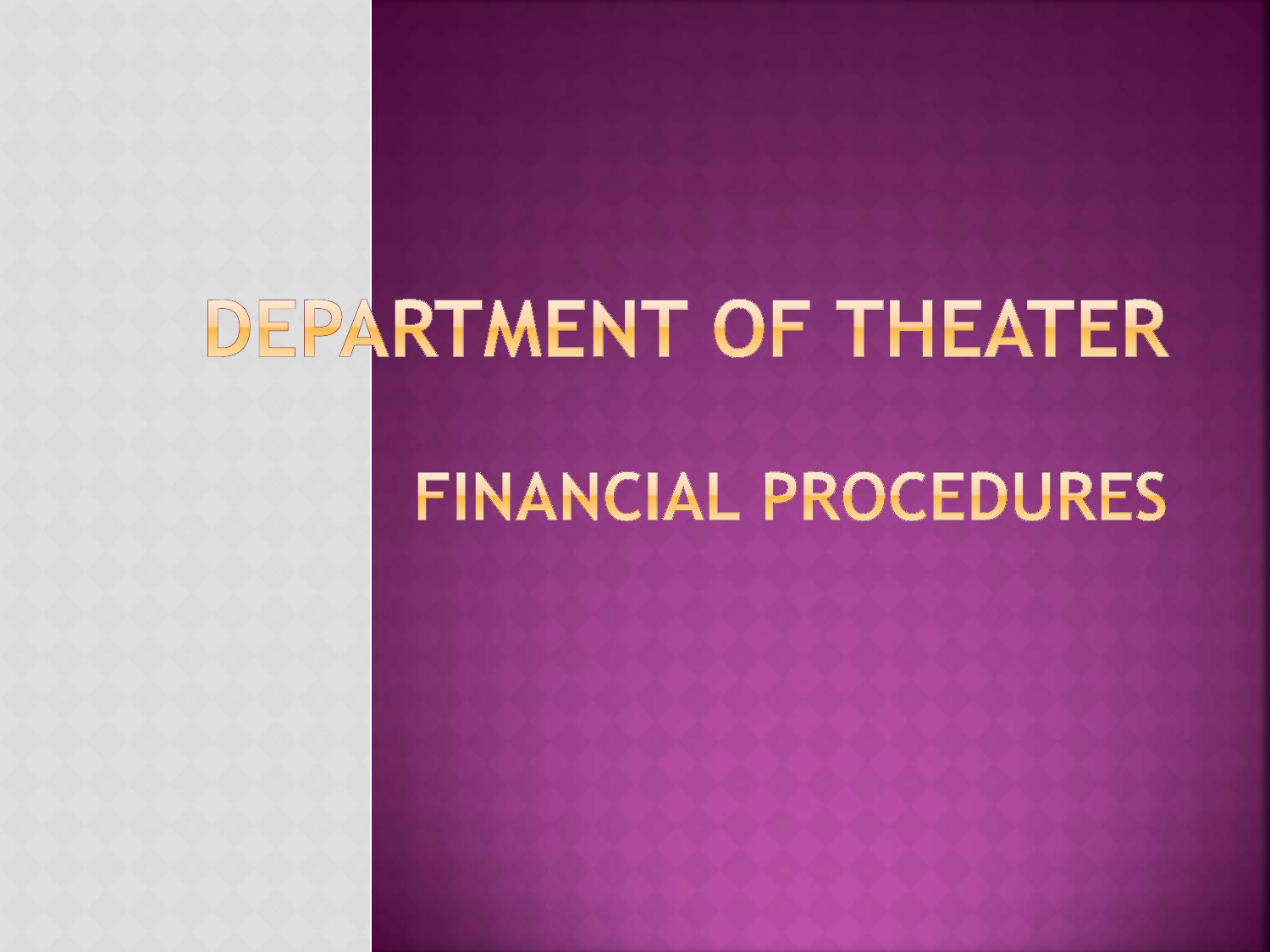# DEPARTMENT OF THEATER

## FINANCIAL PROCEDURES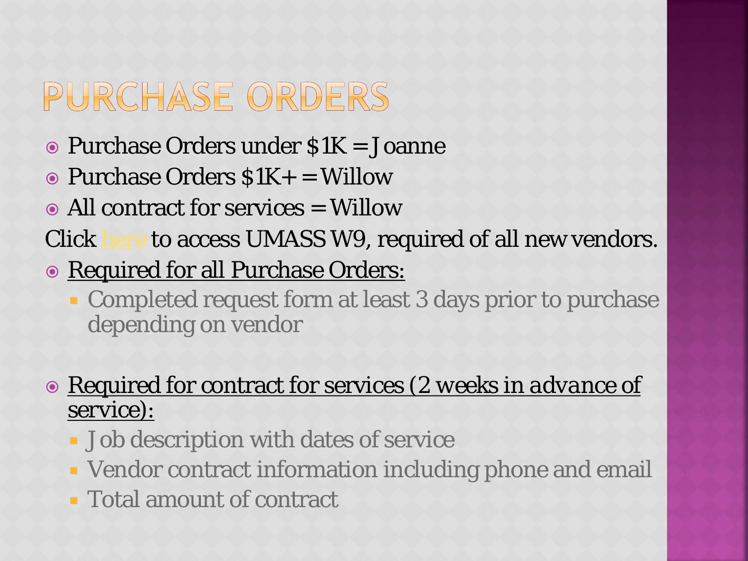# PURCHASE ORDERS

- Purchase Orders under $1K = Joanne
- Purchase Orders $1K+ = Willow
- All contract for services = Willow

Click here to access UMASS W9, required of all new vendors.

- <u>Required for all Purchase Orders:</u>
  - Completed request form at least 3 days prior to purchase depending on vendor

- <u>Required for contract for services (2 weeks in *advance* of service):</u>
  - Job description with dates of service
  - Vendor contract information including phone and email
  - Total amount of contract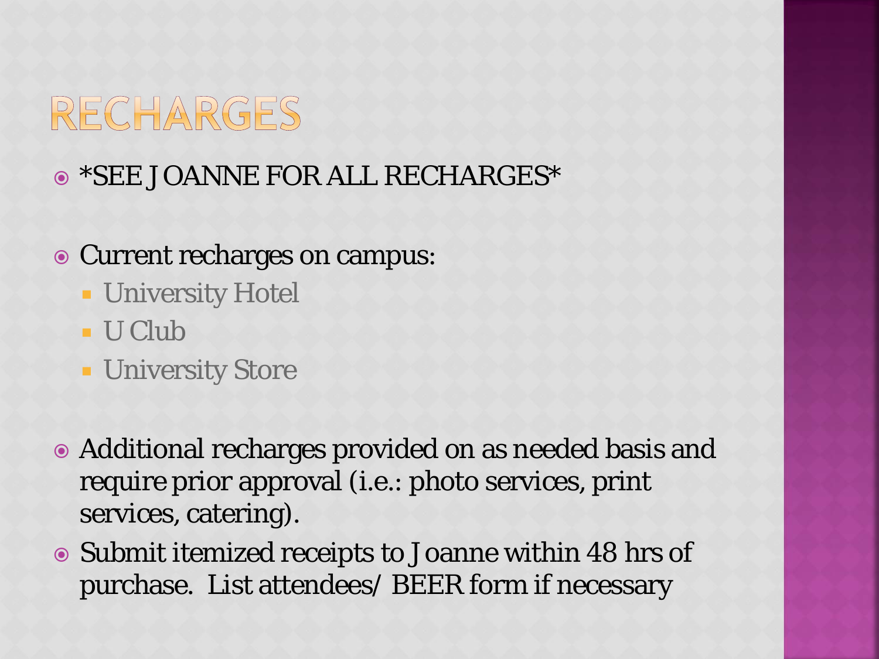# RECHARGES

- *SEE JOANNE FOR ALL RECHARGES*

- Current recharges on campus:
  - University Hotel
  - U Club
  - University Store

- Additional recharges provided on as needed basis and require prior approval (i.e.: photo services, print services, catering).
- Submit itemized receipts to Joanne within 48 hrs of purchase. List attendees/ BEER form if necessary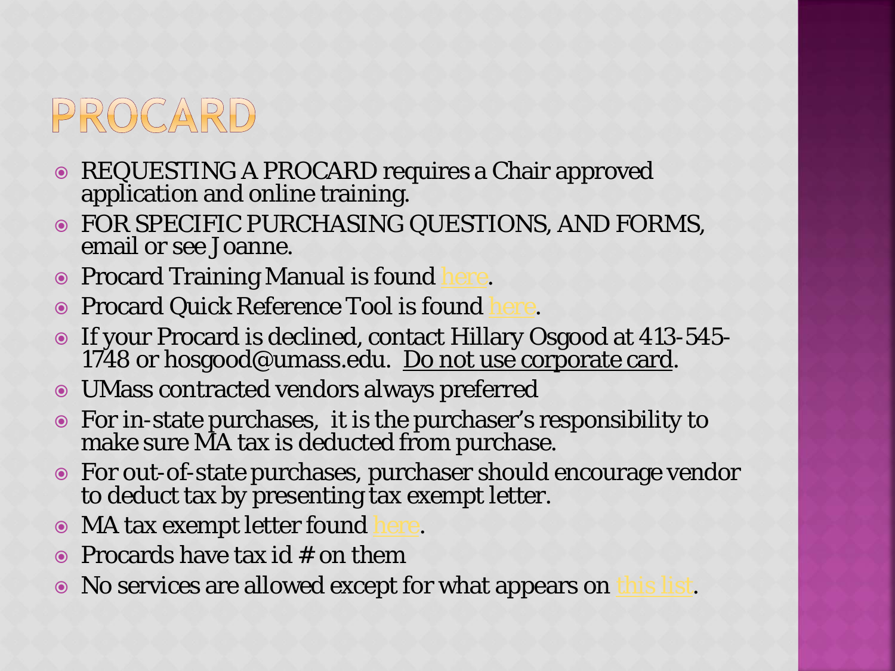# PROCARD

- REQUESTING A PROCARD requires a Chair approved application and online training.
- FOR SPECIFIC PURCHASING QUESTIONS, AND FORMS, email or see Joanne.
- Procard Training Manual is found here.
- Procard Quick Reference Tool is found here.
- If your Procard is declined, contact Hillary Osgood at 413-545-1748 or hosgood@umass.edu. Do not use corporate card.
- UMass contracted vendors always preferred
- For in-state purchases, it is the purchaser's responsibility to make sure MA tax is deducted from purchase.
- For out-of-state purchases, purchaser should encourage vendor to deduct tax by presenting tax exempt letter.
- MA tax exempt letter found here.
- Procards have tax id # on them
- No services are allowed except for what appears on this list.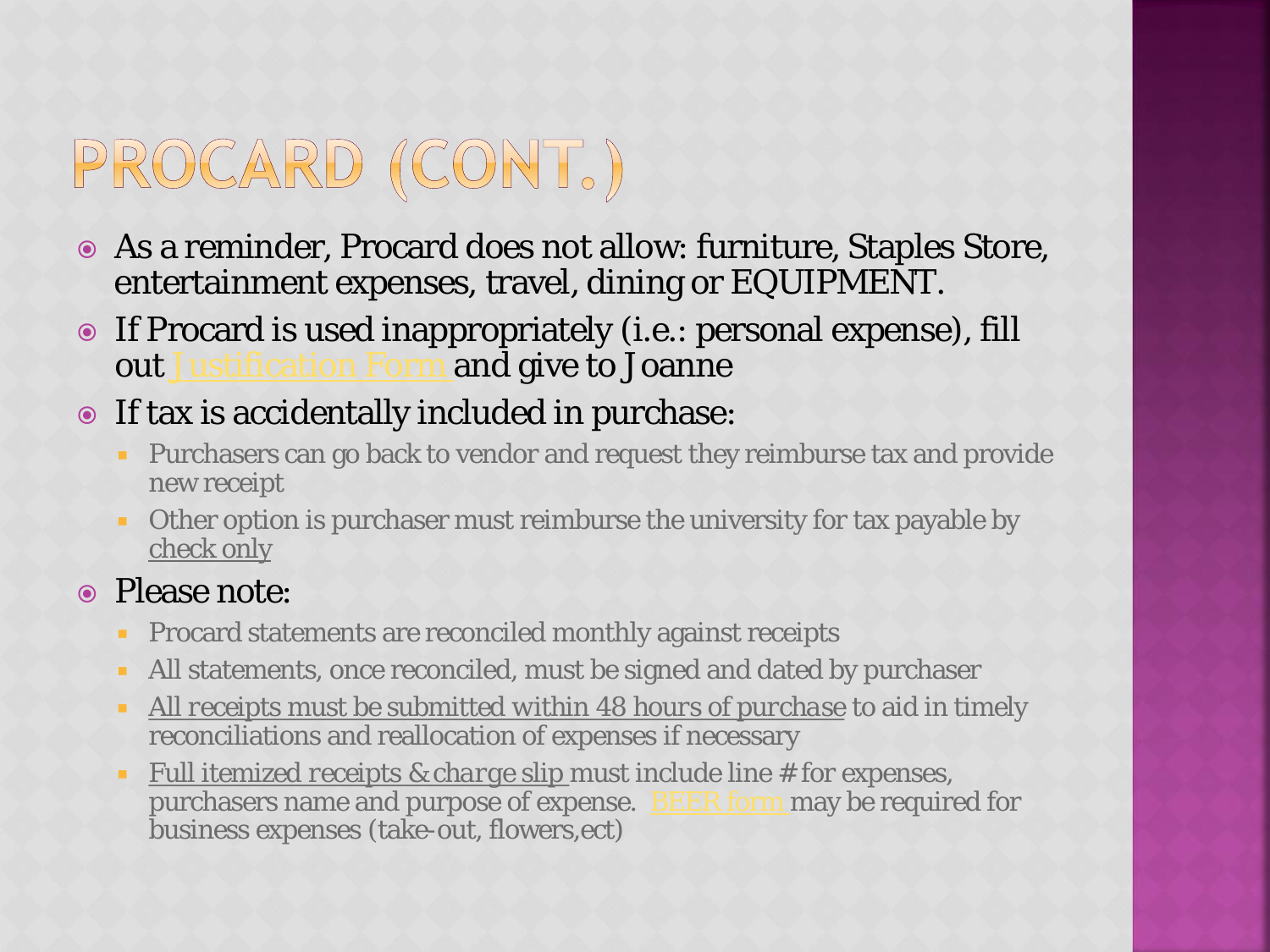# PROCARD (CONT.)

- As a reminder, Procard does not allow: furniture, Staples Store, entertainment expenses, travel, dining or EQUIPMENT.
- If Procard is used inappropriately (i.e.: personal expense), fill out Justification Form and give to Joanne
- If tax is accidentally included in purchase:
  - Purchasers can go back to vendor and request they reimburse tax and provide new receipt
  - Other option is purchaser must reimburse the university for tax payable by check only
- Please note:
  - Procard statements are reconciled monthly against receipts
  - All statements, once reconciled, must be signed and dated by purchaser
  - All receipts must be submitted within 48 hours of purchase to aid in timely reconciliations and reallocation of expenses if necessary
  - Full itemized receipts & charge slip must include line # for expenses, purchasers name and purpose of expense. BEER form may be required for business expenses (take-out, flowers,ect)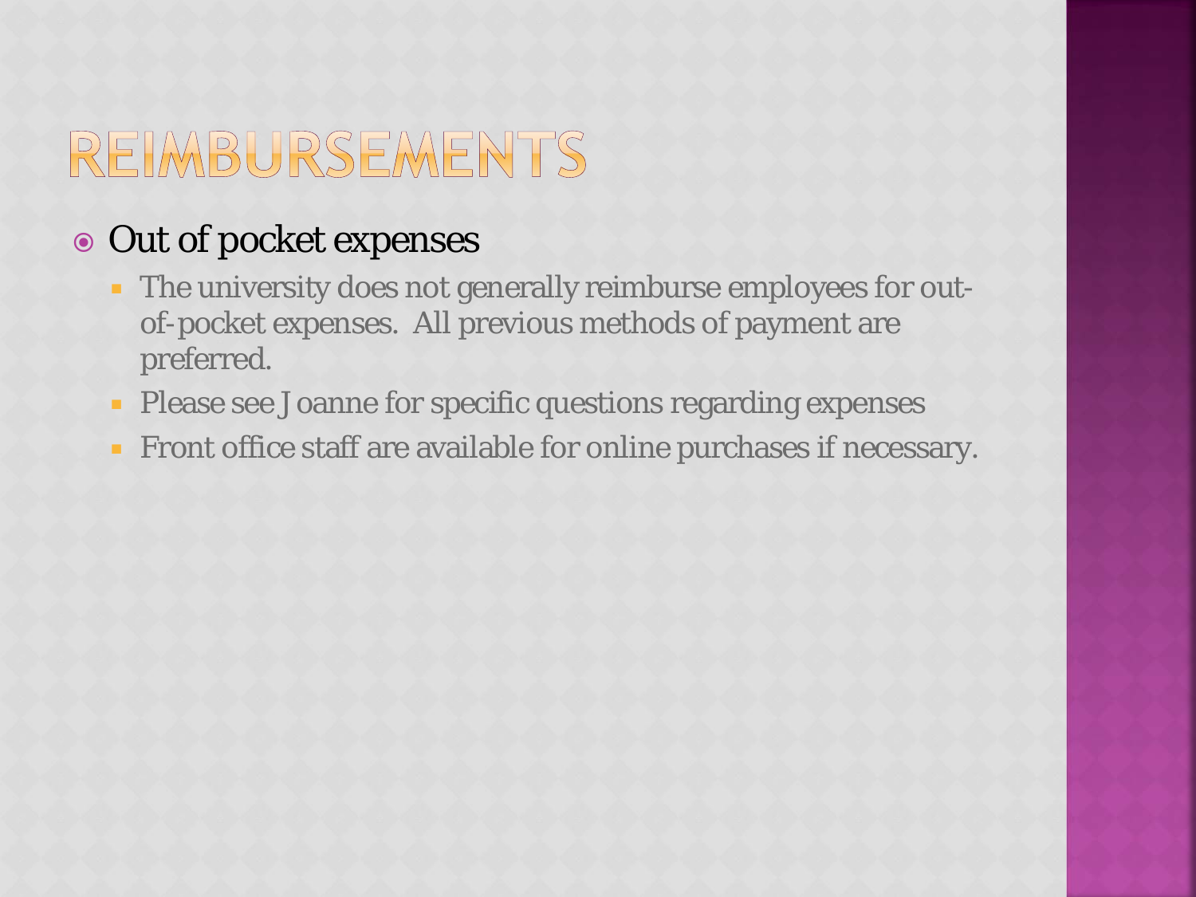# REIMBURSEMENTS

- Out of pocket expenses
  - The university does not generally reimburse employees for out-of-pocket expenses. All previous methods of payment are preferred.
  - Please see Joanne for specific questions regarding expenses
  - Front office staff are available for online purchases if necessary.